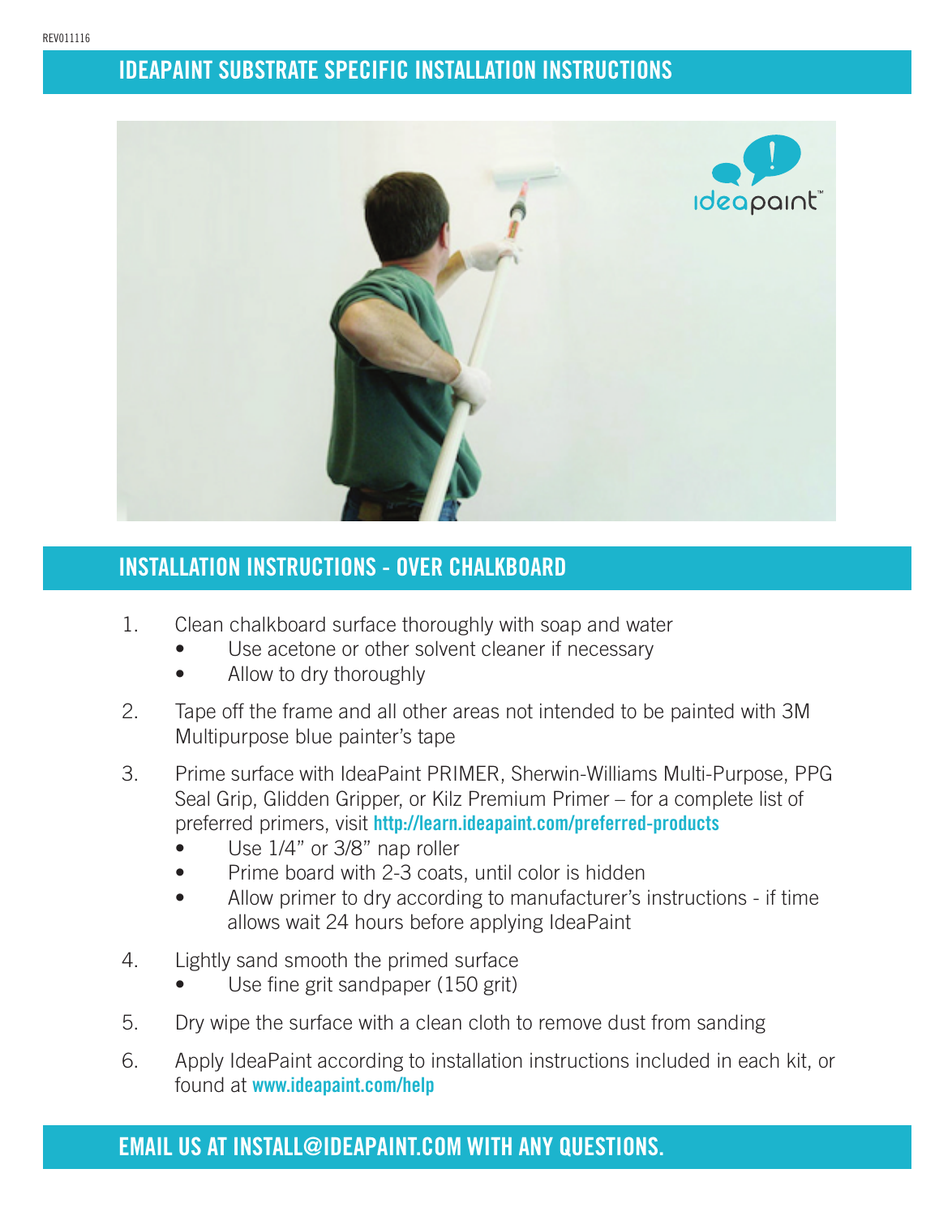REV011116

# IDEAPAINT SUBSTRATE SPECIFIC INSTALLATION INSTRUCTIONS

## INSTALLATION INSTRUCTIONS - OVER CHALKBOARD

1. Clean chalkboard surface thoroughly with soap and water
   - Use acetone or other solvent cleaner if necessary
   - Allow to dry thoroughly
2. Tape off the frame and all other areas not intended to be painted with 3M Multipurpose blue painter's tape
3. Prime surface with IdeaPaint PRIMER, Sherwin-Williams Multi-Purpose, PPG Seal Grip, Glidden Gripper, or Kilz Premium Primer – for a complete list of preferred primers, visit **http://learn.ideapaint.com/preferred-products**
   - Use 1/4" or 3/8" nap roller
   - Prime board with 2-3 coats, until color is hidden
   - Allow primer to dry according to manufacturer's instructions - if time allows wait 24 hours before applying IdeaPaint
4. Lightly sand smooth the primed surface
   - Use fine grit sandpaper (150 grit)
5. Dry wipe the surface with a clean cloth to remove dust from sanding
6. Apply IdeaPaint according to installation instructions included in each kit, or found at **www.ideapaint.com/help**

## EMAIL US AT INSTALL@IDEAPAINT.COM WITH ANY QUESTIONS.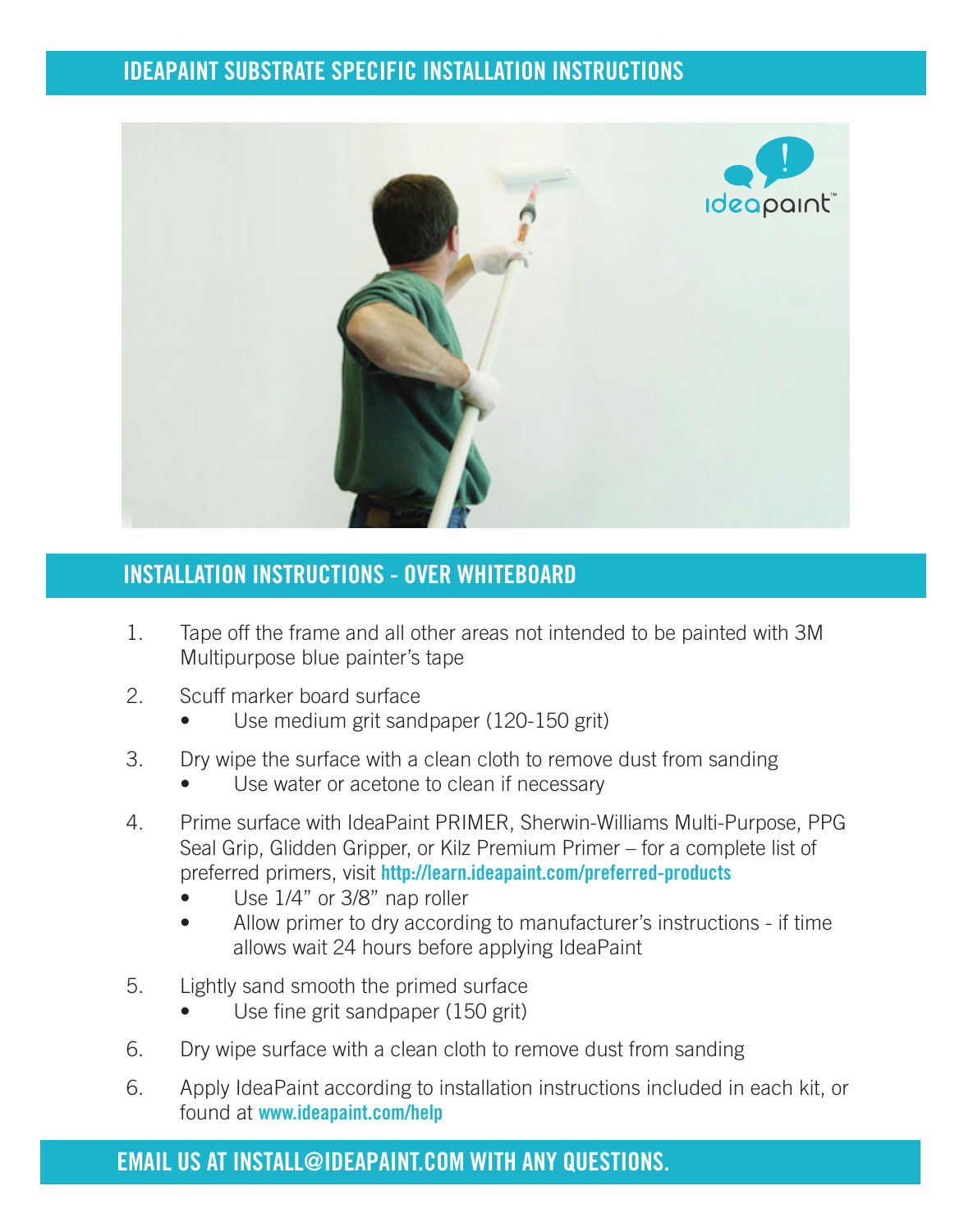# IDEAPAINT SUBSTRATE SPECIFIC INSTALLATION INSTRUCTIONS

## INSTALLATION INSTRUCTIONS - OVER WHITEBOARD

1. Tape off the frame and all other areas not intended to be painted with 3M Multipurpose blue painter's tape

2. Scuff marker board surface
   - Use medium grit sandpaper (120-150 grit)

3. Dry wipe the surface with a clean cloth to remove dust from sanding
   - Use water or acetone to clean if necessary

4. Prime surface with IdeaPaint PRIMER, Sherwin-Williams Multi-Purpose, PPG Seal Grip, Glidden Gripper, or Kilz Premium Primer – for a complete list of preferred primers, visit **http://learn.ideapaint.com/preferred-products**
   - Use 1/4" or 3/8" nap roller
   - Allow primer to dry according to manufacturer's instructions - if time allows wait 24 hours before applying IdeaPaint

5. Lightly sand smooth the primed surface
   - Use fine grit sandpaper (150 grit)

6. Dry wipe surface with a clean cloth to remove dust from sanding

6. Apply IdeaPaint according to installation instructions included in each kit, or found at **www.ideapaint.com/help**

**EMAIL US AT INSTALL@IDEAPAINT.COM WITH ANY QUESTIONS.**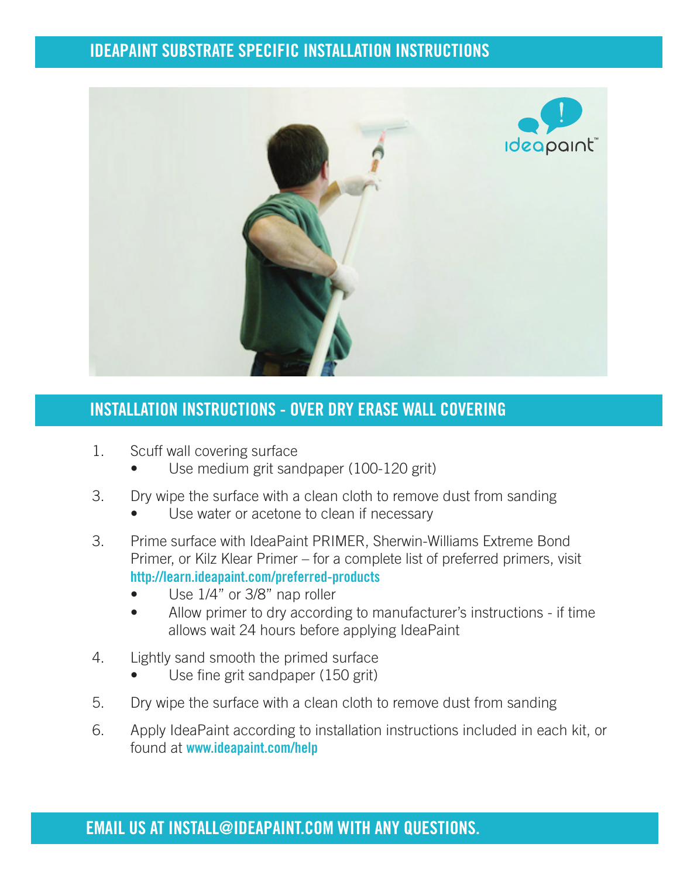# IDEAPAINT SUBSTRATE SPECIFIC INSTALLATION INSTRUCTIONS

## INSTALLATION INSTRUCTIONS - OVER DRY ERASE WALL COVERING

1. Scuff wall covering surface
   - Use medium grit sandpaper (100-120 grit)

3. Dry wipe the surface with a clean cloth to remove dust from sanding
   - Use water or acetone to clean if necessary

3. Prime surface with IdeaPaint PRIMER, Sherwin-Williams Extreme Bond Primer, or Kilz Klear Primer – for a complete list of preferred primers, visit **http://learn.ideapaint.com/preferred-products**
   - Use 1/4" or 3/8" nap roller
   - Allow primer to dry according to manufacturer's instructions - if time allows wait 24 hours before applying IdeaPaint

4. Lightly sand smooth the primed surface
   - Use fine grit sandpaper (150 grit)

5. Dry wipe the surface with a clean cloth to remove dust from sanding

6. Apply IdeaPaint according to installation instructions included in each kit, or found at **www.ideapaint.com/help**

## EMAIL US AT INSTALL@IDEAPAINT.COM WITH ANY QUESTIONS.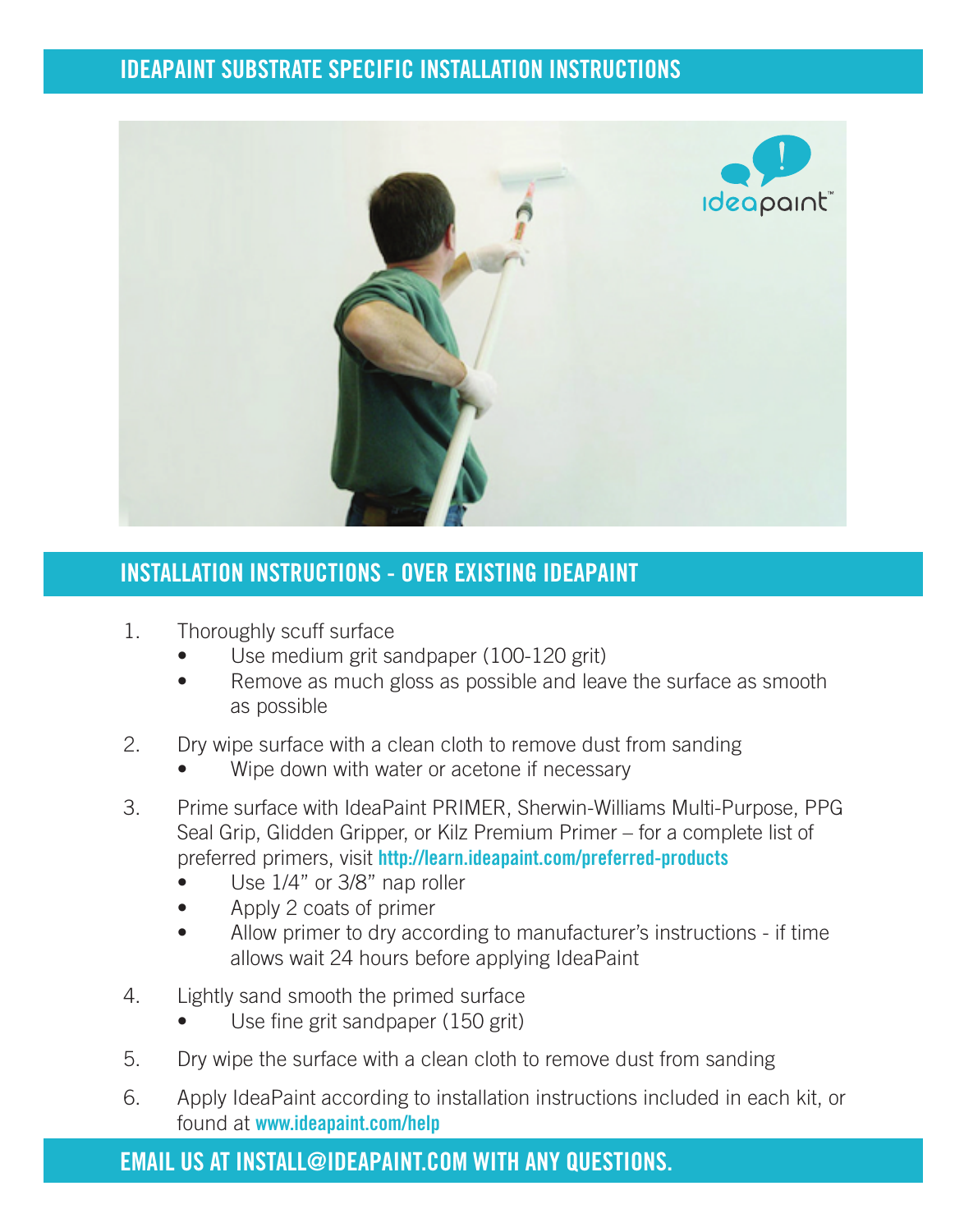# IDEAPAINT SUBSTRATE SPECIFIC INSTALLATION INSTRUCTIONS

## INSTALLATION INSTRUCTIONS - OVER EXISTING IDEAPAINT

1. Thoroughly scuff surface
   - Use medium grit sandpaper (100-120 grit)
   - Remove as much gloss as possible and leave the surface as smooth as possible
2. Dry wipe surface with a clean cloth to remove dust from sanding
   - Wipe down with water or acetone if necessary
3. Prime surface with IdeaPaint PRIMER, Sherwin-Williams Multi-Purpose, PPG Seal Grip, Glidden Gripper, or Kilz Premium Primer – for a complete list of preferred primers, visit **http://learn.ideapaint.com/preferred-products**
   - Use 1/4" or 3/8" nap roller
   - Apply 2 coats of primer
   - Allow primer to dry according to manufacturer's instructions - if time allows wait 24 hours before applying IdeaPaint
4. Lightly sand smooth the primed surface
   - Use fine grit sandpaper (150 grit)
5. Dry wipe the surface with a clean cloth to remove dust from sanding
6. Apply IdeaPaint according to installation instructions included in each kit, or found at **www.ideapaint.com/help**

**EMAIL US AT INSTALL@IDEAPAINT.COM WITH ANY QUESTIONS.**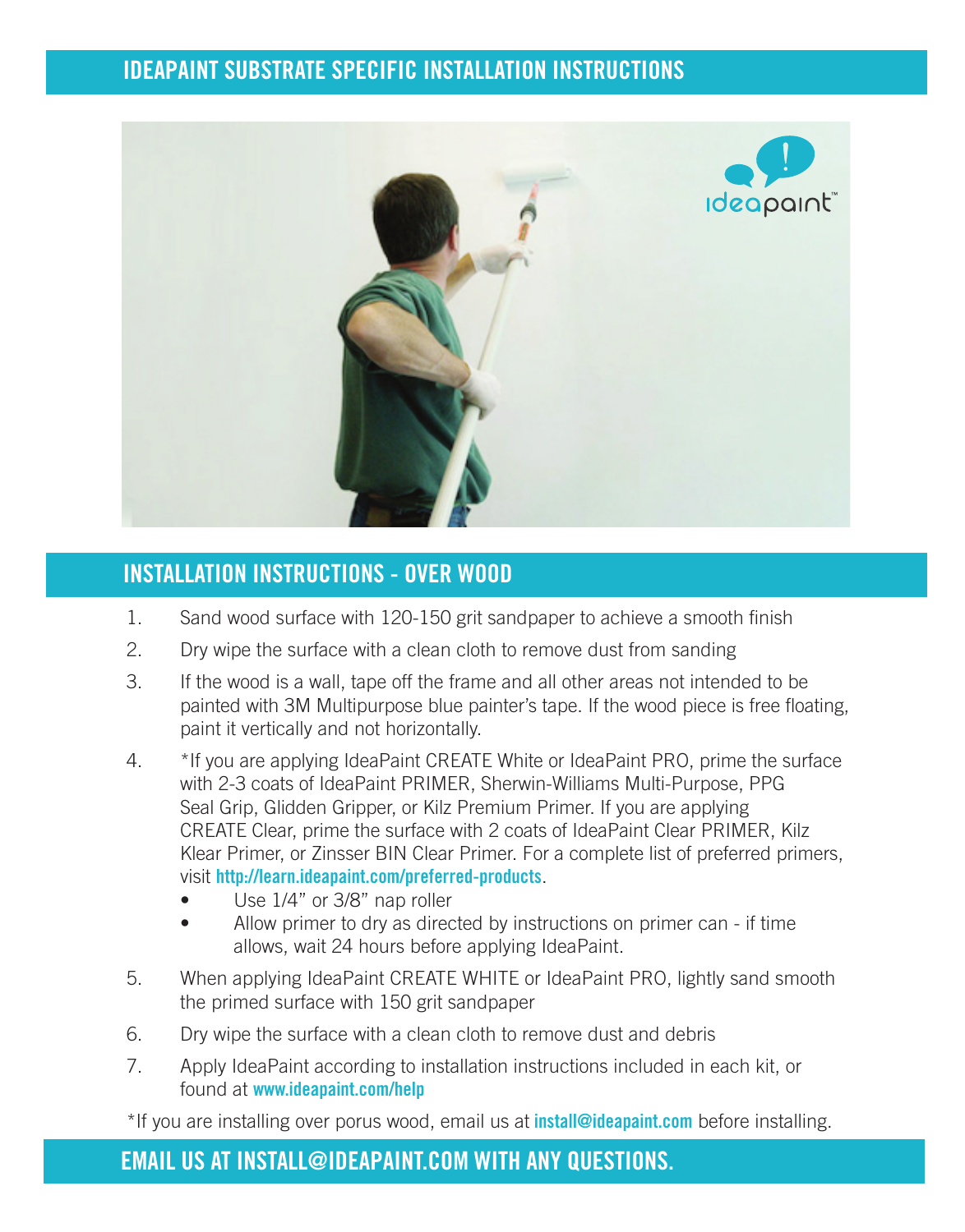## IDEAPAINT SUBSTRATE SPECIFIC INSTALLATION INSTRUCTIONS

## INSTALLATION INSTRUCTIONS - OVER WOOD

1. Sand wood surface with 120-150 grit sandpaper to achieve a smooth finish
2. Dry wipe the surface with a clean cloth to remove dust from sanding
3. If the wood is a wall, tape off the frame and all other areas not intended to be painted with 3M Multipurpose blue painter's tape. If the wood piece is free floating, paint it vertically and not horizontally.
4. *If you are applying IdeaPaint CREATE White or IdeaPaint PRO, prime the surface with 2-3 coats of IdeaPaint PRIMER, Sherwin-Williams Multi-Purpose, PPG Seal Grip, Glidden Gripper, or Kilz Premium Primer. If you are applying CREATE Clear, prime the surface with 2 coats of IdeaPaint Clear PRIMER, Kilz Klear Primer, or Zinsser BIN Clear Primer. For a complete list of preferred primers, visit **http://learn.ideapaint.com/preferred-products**.
   - Use 1/4" or 3/8" nap roller
   - Allow primer to dry as directed by instructions on primer can - if time allows, wait 24 hours before applying IdeaPaint.
5. When applying IdeaPaint CREATE WHITE or IdeaPaint PRO, lightly sand smooth the primed surface with 150 grit sandpaper
6. Dry wipe the surface with a clean cloth to remove dust and debris
7. Apply IdeaPaint according to installation instructions included in each kit, or found at **www.ideapaint.com/help**

*If you are installing over porus wood, email us at **install@ideapaint.com** before installing.

## EMAIL US AT INSTALL@IDEAPAINT.COM WITH ANY QUESTIONS.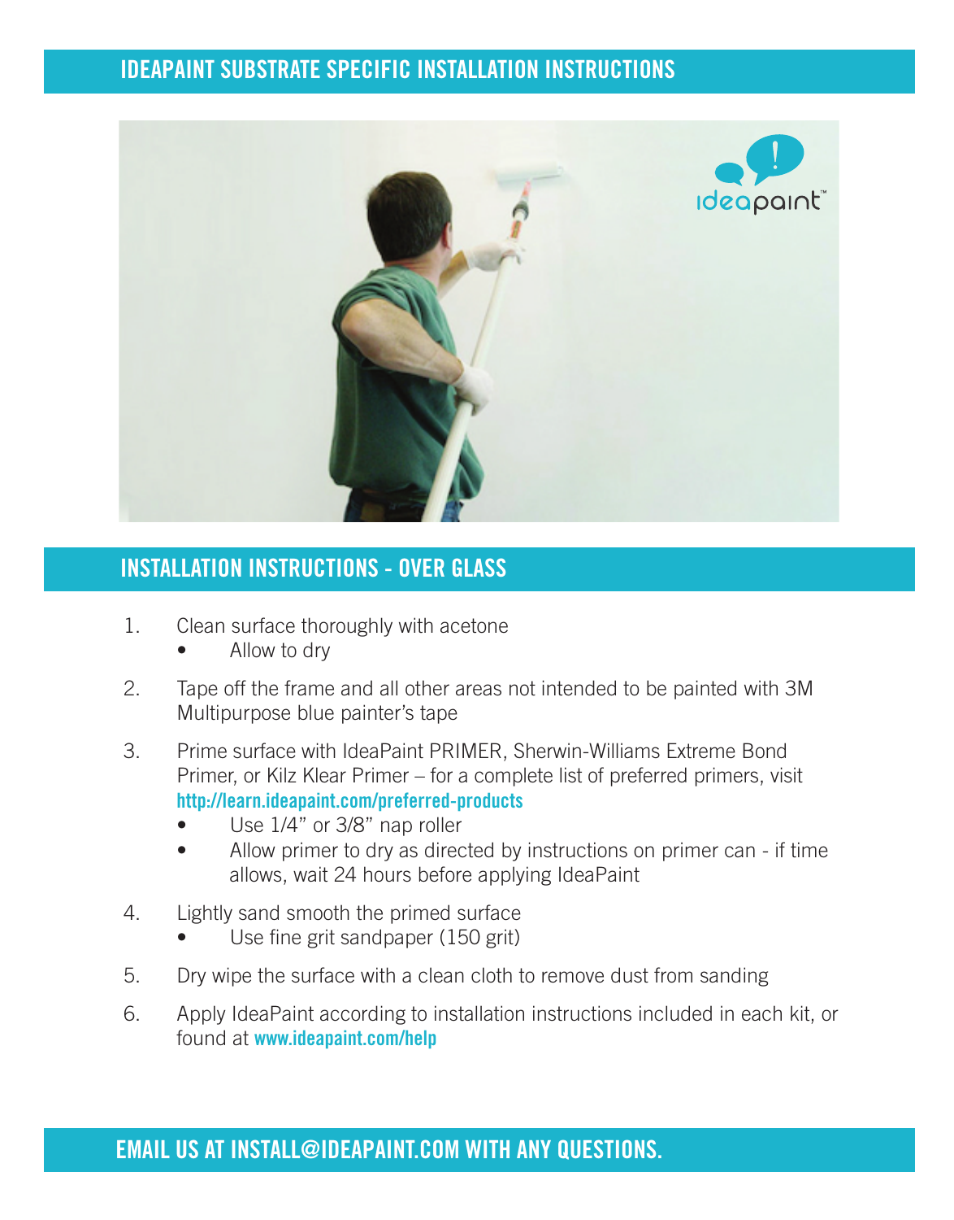## IDEAPAINT SUBSTRATE SPECIFIC INSTALLATION INSTRUCTIONS

## INSTALLATION INSTRUCTIONS - OVER GLASS

1. Clean surface thoroughly with acetone
   - Allow to dry
2. Tape off the frame and all other areas not intended to be painted with 3M Multipurpose blue painter's tape
3. Prime surface with IdeaPaint PRIMER, Sherwin-Williams Extreme Bond Primer, or Kilz Klear Primer – for a complete list of preferred primers, visit **http://learn.ideapaint.com/preferred-products**
   - Use 1/4" or 3/8" nap roller
   - Allow primer to dry as directed by instructions on primer can - if time allows, wait 24 hours before applying IdeaPaint
4. Lightly sand smooth the primed surface
   - Use fine grit sandpaper (150 grit)
5. Dry wipe the surface with a clean cloth to remove dust from sanding
6. Apply IdeaPaint according to installation instructions included in each kit, or found at **www.ideapaint.com/help**

## EMAIL US AT INSTALL@IDEAPAINT.COM WITH ANY QUESTIONS.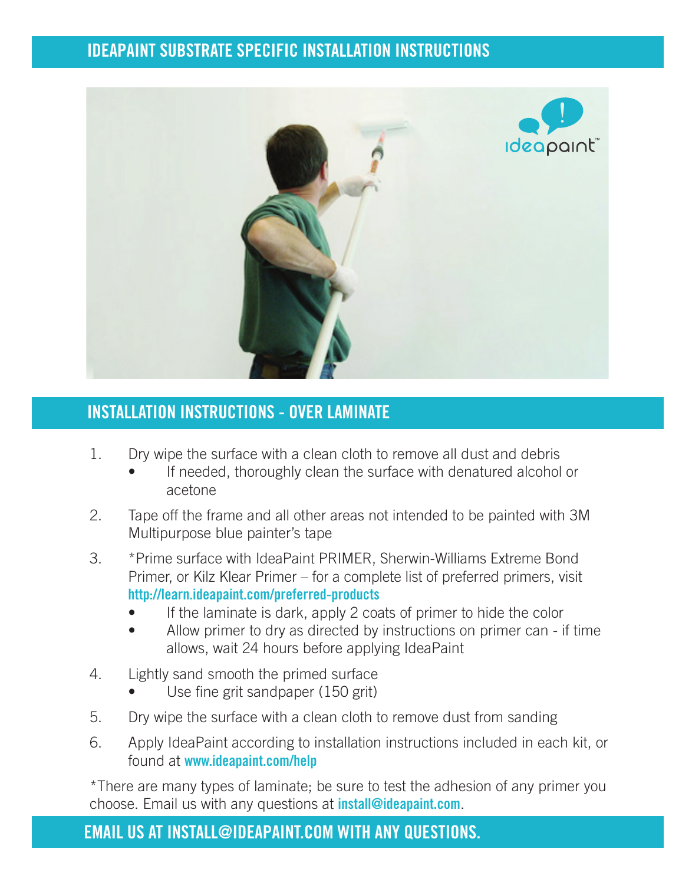# IDEAPAINT SUBSTRATE SPECIFIC INSTALLATION INSTRUCTIONS

## INSTALLATION INSTRUCTIONS - OVER LAMINATE

1. Dry wipe the surface with a clean cloth to remove all dust and debris
   - If needed, thoroughly clean the surface with denatured alcohol or acetone
2. Tape off the frame and all other areas not intended to be painted with 3M Multipurpose blue painter's tape
3. *Prime surface with IdeaPaint PRIMER, Sherwin-Williams Extreme Bond Primer, or Kilz Klear Primer – for a complete list of preferred primers, visit **http://learn.ideapaint.com/preferred-products**
   - If the laminate is dark, apply 2 coats of primer to hide the color
   - Allow primer to dry as directed by instructions on primer can - if time allows, wait 24 hours before applying IdeaPaint
4. Lightly sand smooth the primed surface
   - Use fine grit sandpaper (150 grit)
5. Dry wipe the surface with a clean cloth to remove dust from sanding
6. Apply IdeaPaint according to installation instructions included in each kit, or found at **www.ideapaint.com/help**

*There are many types of laminate; be sure to test the adhesion of any primer you choose. Email us with any questions at **install@ideapaint.com**.

**EMAIL US AT INSTALL@IDEAPAINT.COM WITH ANY QUESTIONS.**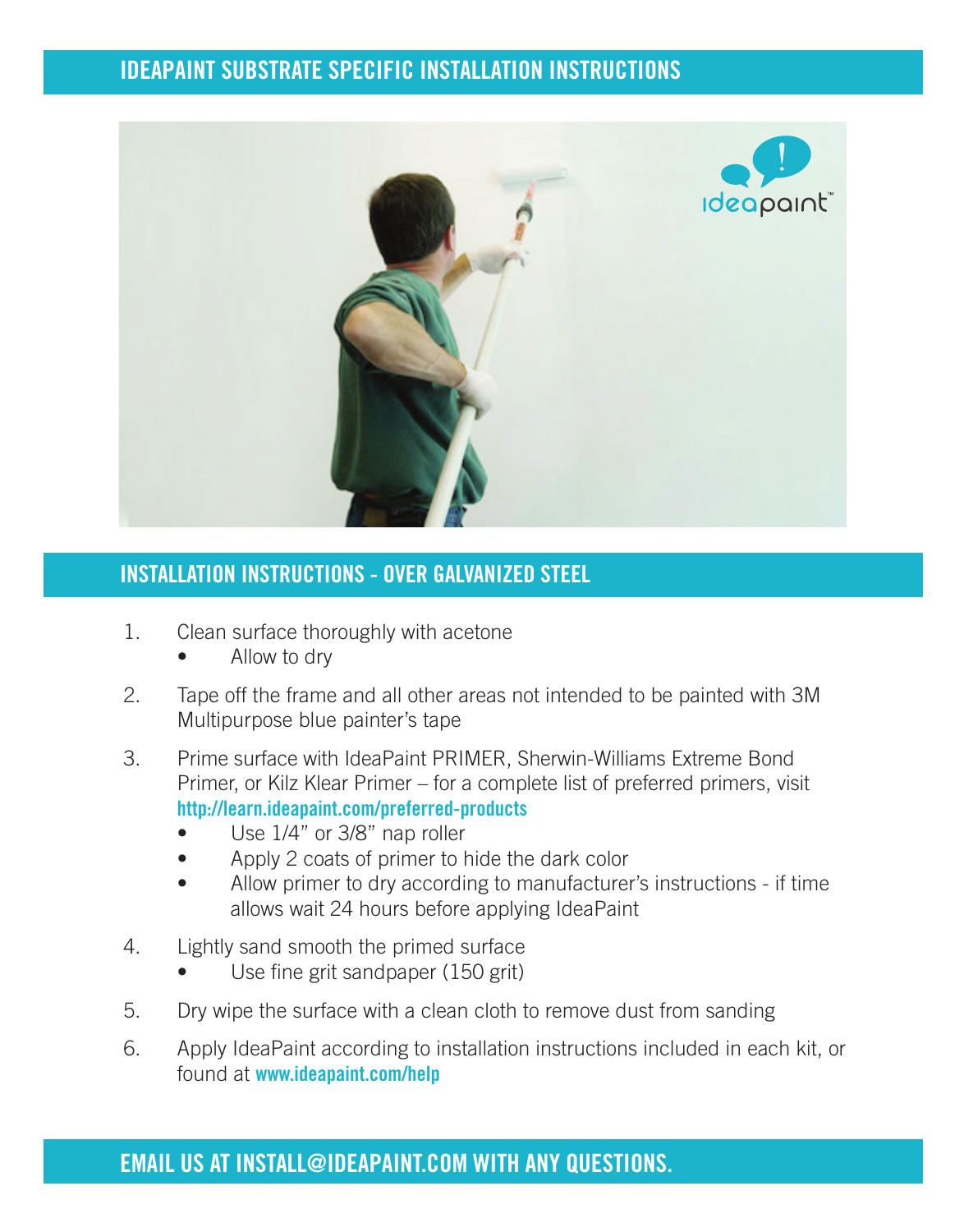# IDEAPAINT SUBSTRATE SPECIFIC INSTALLATION INSTRUCTIONS

## INSTALLATION INSTRUCTIONS - OVER GALVANIZED STEEL

1. Clean surface thoroughly with acetone
   - Allow to dry
2. Tape off the frame and all other areas not intended to be painted with 3M Multipurpose blue painter's tape
3. Prime surface with IdeaPaint PRIMER, Sherwin-Williams Extreme Bond Primer, or Kilz Klear Primer – for a complete list of preferred primers, visit **http://learn.ideapaint.com/preferred-products**
   - Use 1/4" or 3/8" nap roller
   - Apply 2 coats of primer to hide the dark color
   - Allow primer to dry according to manufacturer's instructions - if time allows wait 24 hours before applying IdeaPaint
4. Lightly sand smooth the primed surface
   - Use fine grit sandpaper (150 grit)
5. Dry wipe the surface with a clean cloth to remove dust from sanding
6. Apply IdeaPaint according to installation instructions included in each kit, or found at **www.ideapaint.com/help**

## EMAIL US AT INSTALL@IDEAPAINT.COM WITH ANY QUESTIONS.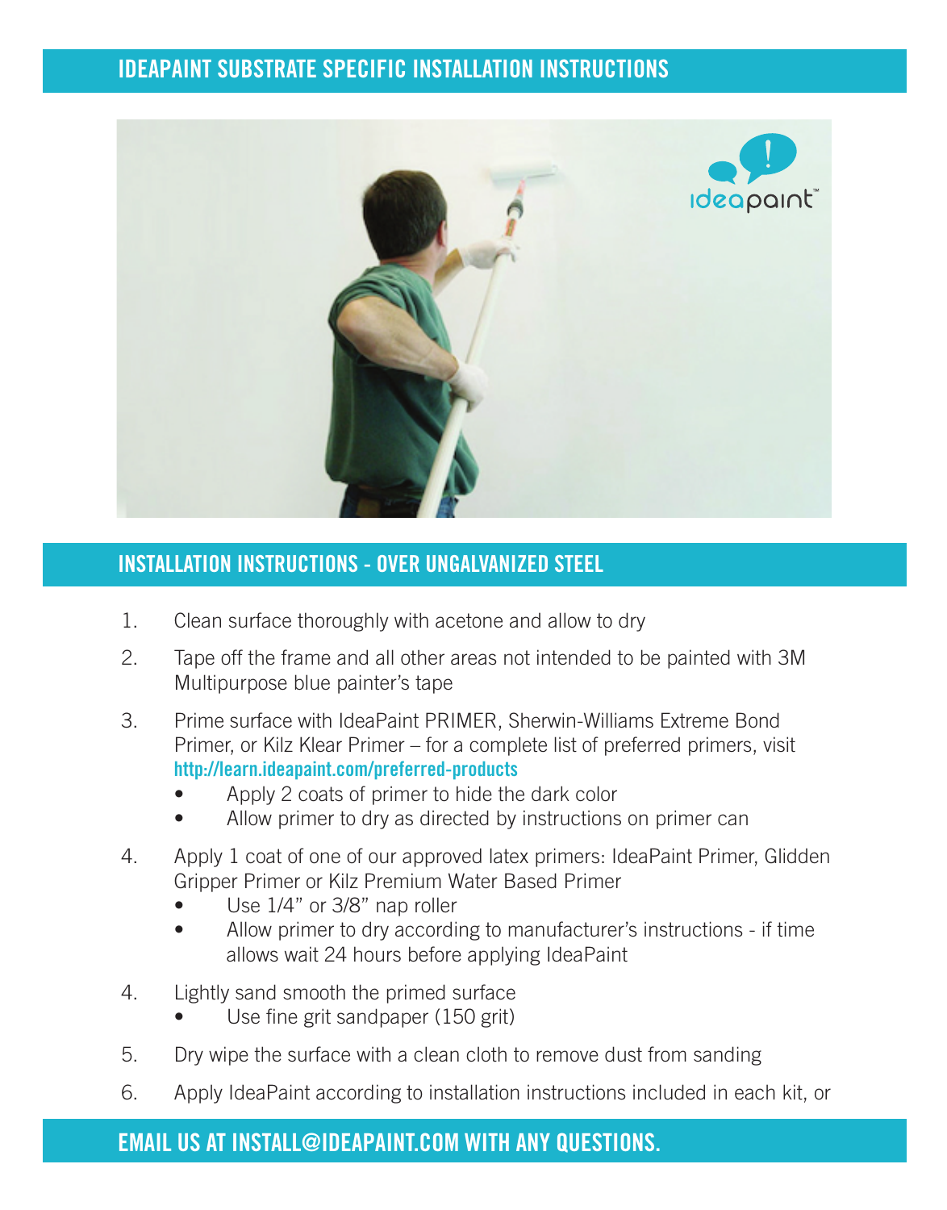# IDEAPAINT SUBSTRATE SPECIFIC INSTALLATION INSTRUCTIONS

## INSTALLATION INSTRUCTIONS - OVER UNGALVANIZED STEEL

1. Clean surface thoroughly with acetone and allow to dry

2. Tape off the frame and all other areas not intended to be painted with 3M Multipurpose blue painter's tape

3. Prime surface with IdeaPaint PRIMER, Sherwin-Williams Extreme Bond Primer, or Kilz Klear Primer – for a complete list of preferred primers, visit **http://learn.ideapaint.com/preferred-products**
   - Apply 2 coats of primer to hide the dark color
   - Allow primer to dry as directed by instructions on primer can

4. Apply 1 coat of one of our approved latex primers: IdeaPaint Primer, Glidden Gripper Primer or Kilz Premium Water Based Primer
   - Use 1/4" or 3/8" nap roller
   - Allow primer to dry according to manufacturer's instructions - if time allows wait 24 hours before applying IdeaPaint

4. Lightly sand smooth the primed surface
   - Use fine grit sandpaper (150 grit)

5. Dry wipe the surface with a clean cloth to remove dust from sanding

6. Apply IdeaPaint according to installation instructions included in each kit, or

## EMAIL US AT INSTALL@IDEAPAINT.COM WITH ANY QUESTIONS.